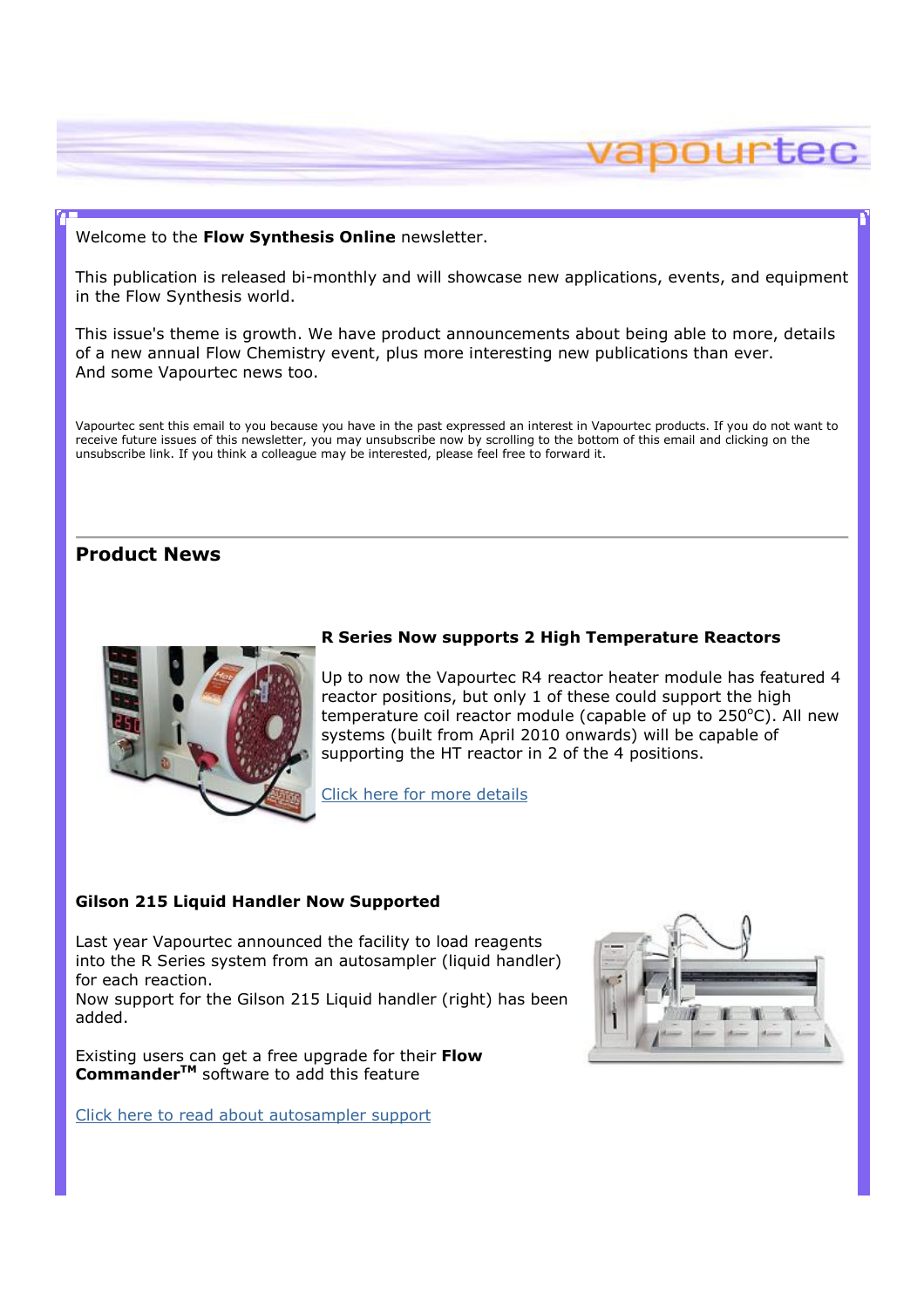Welcome to the **Flow Synthesis Online** newsletter.

This publication is released bi-monthly and will showcase new applications, events, and equipment in the Flow Synthesis world.

This issue's theme is growth. We have product announcements about being able to more, details of a new annual Flow Chemistry event, plus more interesting new publications than ever.
And some Vapourtec news too.

Vapourtec sent this email to you because you have in the past expressed an interest in Vapourtec products. If you do not want to receive future issues of this newsletter, you may unsubscribe now by scrolling to the bottom of this email and clicking on the unsubscribe link. If you think a colleague may be interested, please feel free to forward it.

## Product News

### R Series Now supports 2 High Temperature Reactors

Up to now the Vapourtec R4 reactor heater module has featured 4 reactor positions, but only 1 of these could support the high temperature coil reactor module (capable of up to 250°C). All new systems (built from April 2010 onwards) will be capable of supporting the HT reactor in 2 of the 4 positions.

Click here for more details

### Gilson 215 Liquid Handler Now Supported

Last year Vapourtec announced the facility to load reagents into the R Series system from an autosampler (liquid handler) for each reaction.
Now support for the Gilson 215 Liquid handler (right) has been added.

Existing users can get a free upgrade for their **Flow Commander™** software to add this feature

Click here to read about autosampler support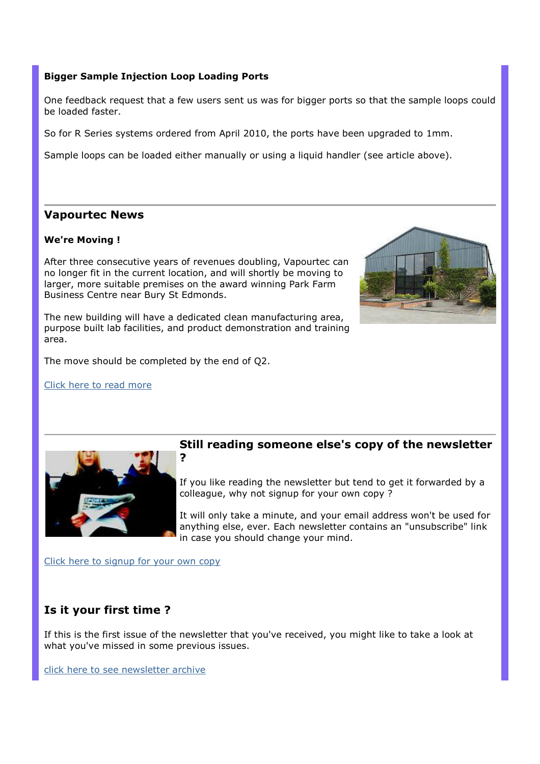**Bigger Sample Injection Loop Loading Ports**

One feedback request that a few users sent us was for bigger ports so that the sample loops could be loaded faster.

So for R Series systems ordered from April 2010, the ports have been upgraded to 1mm.

Sample loops can be loaded either manually or using a liquid handler (see article above).

## Vapourtec News

**We're Moving !**

After three consecutive years of revenues doubling, Vapourtec can no longer fit in the current location, and will shortly be moving to larger, more suitable premises on the award winning Park Farm Business Centre near Bury St Edmonds.

The new building will have a dedicated clean manufacturing area, purpose built lab facilities, and product demonstration and training area.

The move should be completed by the end of Q2.

Click here to read more

## Still reading someone else's copy of the newsletter ?

If you like reading the newsletter but tend to get it forwarded by a colleague, why not signup for your own copy ?

It will only take a minute, and your email address won't be used for anything else, ever. Each newsletter contains an "unsubscribe" link in case you should change your mind.

Click here to signup for your own copy

## Is it your first time ?

If this is the first issue of the newsletter that you've received, you might like to take a look at what you've missed in some previous issues.

click here to see newsletter archive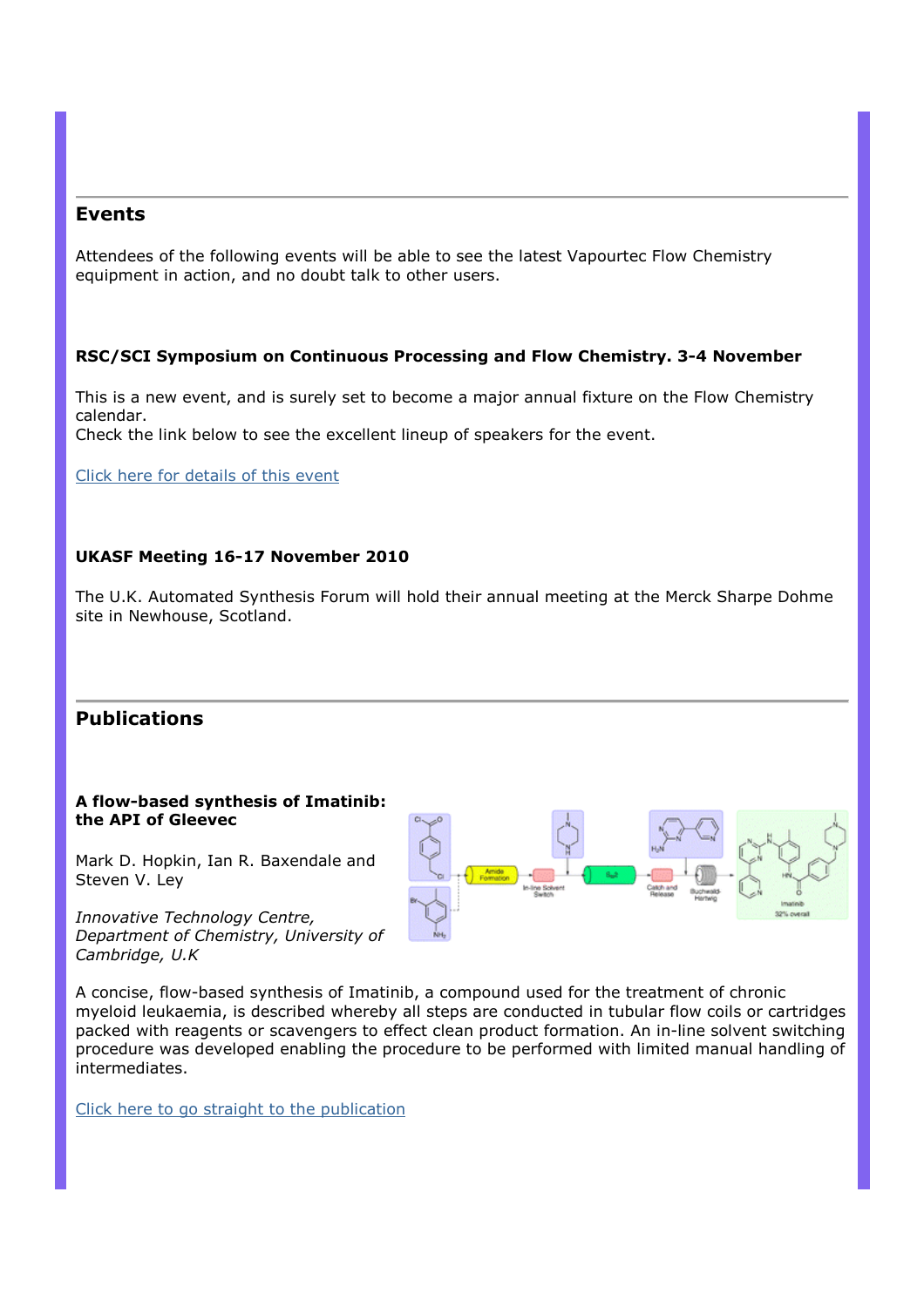## Events

Attendees of the following events will be able to see the latest Vapourtec Flow Chemistry equipment in action, and no doubt talk to other users.

### RSC/SCI Symposium on Continuous Processing and Flow Chemistry. 3-4 November

This is a new event, and is surely set to become a major annual fixture on the Flow Chemistry calendar.
Check the link below to see the excellent lineup of speakers for the event.

Click here for details of this event

### UKASF Meeting 16-17 November 2010

The U.K. Automated Synthesis Forum will hold their annual meeting at the Merck Sharpe Dohme site in Newhouse, Scotland.

## Publications

**A flow-based synthesis of Imatinib: the API of Gleevec**

Mark D. Hopkin, Ian R. Baxendale and Steven V. Ley

*Innovative Technology Centre, Department of Chemistry, University of Cambridge, U.K*

A concise, flow-based synthesis of Imatinib, a compound used for the treatment of chronic myeloid leukaemia, is described whereby all steps are conducted in tubular flow coils or cartridges packed with reagents or scavengers to effect clean product formation. An in-line solvent switching procedure was developed enabling the procedure to be performed with limited manual handling of intermediates.

Click here to go straight to the publication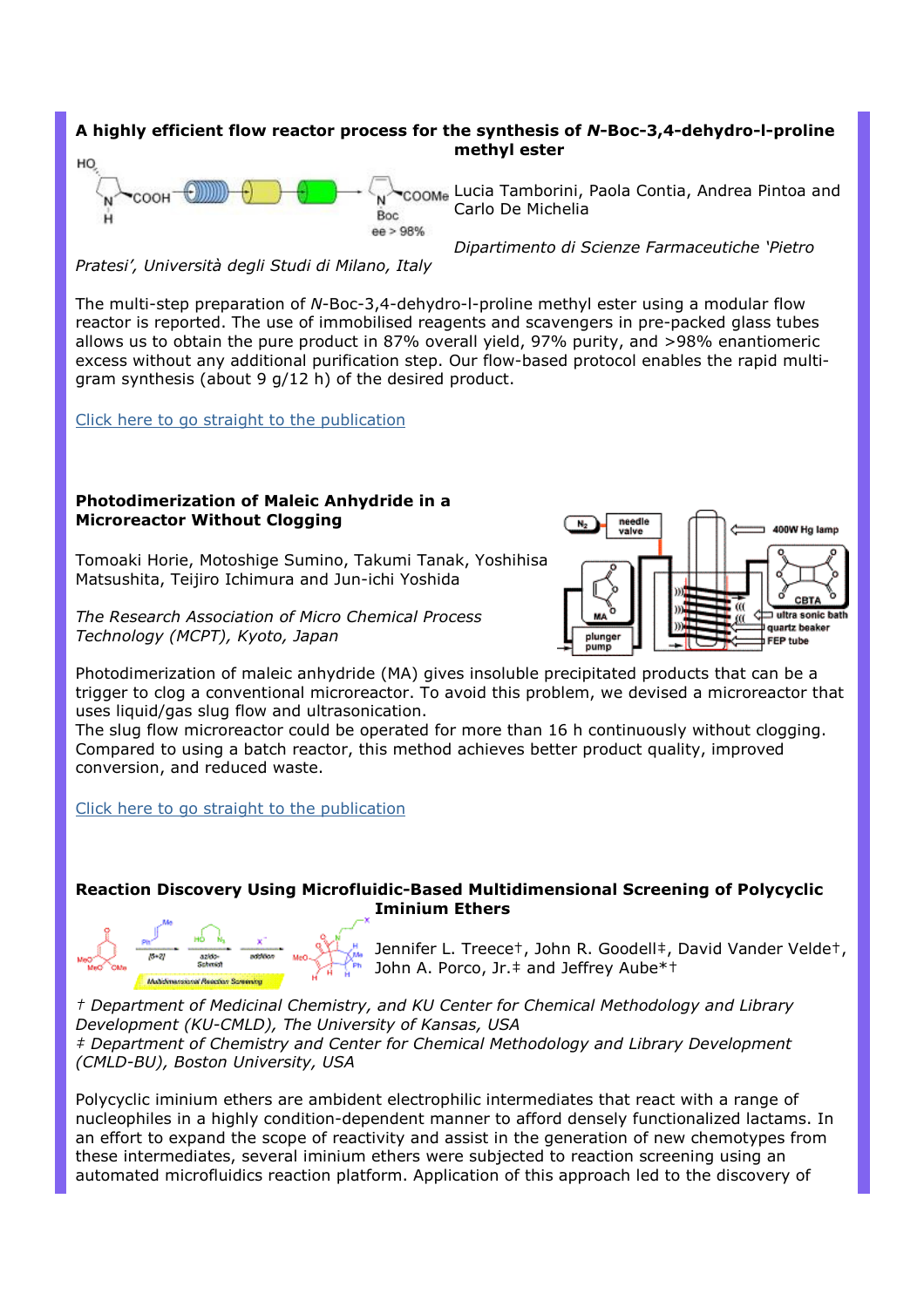### A highly efficient flow reactor process for the synthesis of *N*-Boc-3,4-dehydro-l-proline methyl ester

Lucia Tamborini, Paola Contia, Andrea Pintoa and Carlo De Michelia

*Dipartimento di Scienze Farmaceutiche 'Pietro Pratesi', Università degli Studi di Milano, Italy*

The multi-step preparation of *N*-Boc-3,4-dehydro-l-proline methyl ester using a modular flow reactor is reported. The use of immobilised reagents and scavengers in pre-packed glass tubes allows us to obtain the pure product in 87% overall yield, 97% purity, and >98% enantiomeric excess without any additional purification step. Our flow-based protocol enables the rapid multi-gram synthesis (about 9 g/12 h) of the desired product.

Click here to go straight to the publication

### Photodimerization of Maleic Anhydride in a Microreactor Without Clogging

Tomoaki Horie, Motoshige Sumino, Takumi Tanak, Yoshihisa Matsushita, Teijiro Ichimura and Jun-ichi Yoshida

*The Research Association of Micro Chemical Process Technology (MCPT), Kyoto, Japan*

Photodimerization of maleic anhydride (MA) gives insoluble precipitated products that can be a trigger to clog a conventional microreactor. To avoid this problem, we devised a microreactor that uses liquid/gas slug flow and ultrasonication.
The slug flow microreactor could be operated for more than 16 h continuously without clogging. Compared to using a batch reactor, this method achieves better product quality, improved conversion, and reduced waste.

Click here to go straight to the publication

### Reaction Discovery Using Microfluidic-Based Multidimensional Screening of Polycyclic Iminium Ethers

Jennifer L. Treece†, John R. Goodell‡, David Vander Velde†, John A. Porco, Jr.‡ and Jeffrey Aube*†

*† Department of Medicinal Chemistry, and KU Center for Chemical Methodology and Library Development (KU-CMLD), The University of Kansas, USA*
*‡ Department of Chemistry and Center for Chemical Methodology and Library Development (CMLD-BU), Boston University, USA*

Polycyclic iminium ethers are ambident electrophilic intermediates that react with a range of nucleophiles in a highly condition-dependent manner to afford densely functionalized lactams. In an effort to expand the scope of reactivity and assist in the generation of new chemotypes from these intermediates, several iminium ethers were subjected to reaction screening using an automated microfluidics reaction platform. Application of this approach led to the discovery of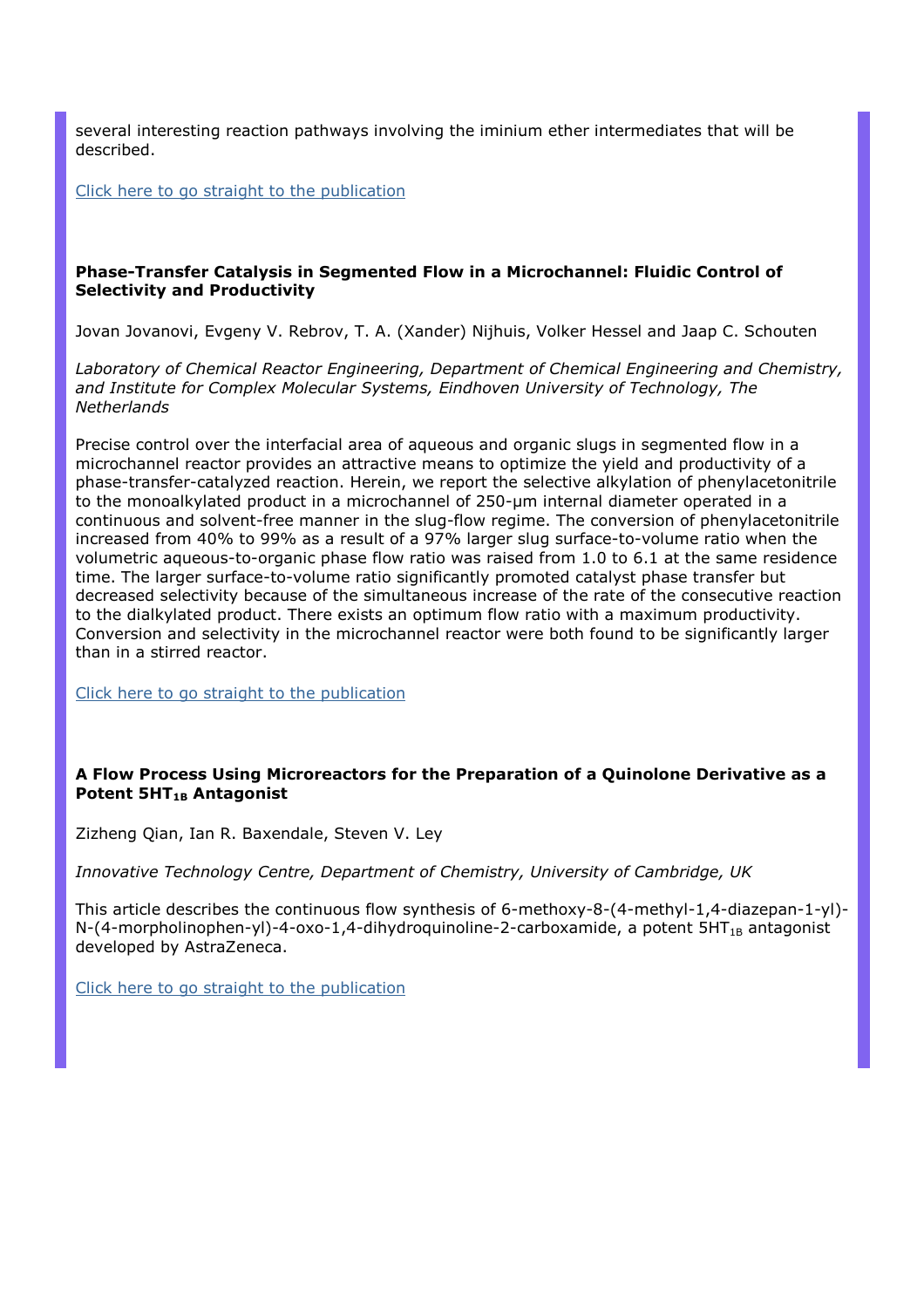several interesting reaction pathways involving the iminium ether intermediates that will be described.

Click here to go straight to the publication

### Phase-Transfer Catalysis in Segmented Flow in a Microchannel: Fluidic Control of Selectivity and Productivity

Jovan Jovanovi, Evgeny V. Rebrov, T. A. (Xander) Nijhuis, Volker Hessel and Jaap C. Schouten

*Laboratory of Chemical Reactor Engineering, Department of Chemical Engineering and Chemistry, and Institute for Complex Molecular Systems, Eindhoven University of Technology, The Netherlands*

Precise control over the interfacial area of aqueous and organic slugs in segmented flow in a microchannel reactor provides an attractive means to optimize the yield and productivity of a phase-transfer-catalyzed reaction. Herein, we report the selective alkylation of phenylacetonitrile to the monoalkylated product in a microchannel of 250-μm internal diameter operated in a continuous and solvent-free manner in the slug-flow regime. The conversion of phenylacetonitrile increased from 40% to 99% as a result of a 97% larger slug surface-to-volume ratio when the volumetric aqueous-to-organic phase flow ratio was raised from 1.0 to 6.1 at the same residence time. The larger surface-to-volume ratio significantly promoted catalyst phase transfer but decreased selectivity because of the simultaneous increase of the rate of the consecutive reaction to the dialkylated product. There exists an optimum flow ratio with a maximum productivity. Conversion and selectivity in the microchannel reactor were both found to be significantly larger than in a stirred reactor.

Click here to go straight to the publication

### A Flow Process Using Microreactors for the Preparation of a Quinolone Derivative as a Potent $5HT_{1B}$ Antagonist

Zizheng Qian, Ian R. Baxendale, Steven V. Ley

*Innovative Technology Centre, Department of Chemistry, University of Cambridge, UK*

This article describes the continuous flow synthesis of 6-methoxy-8-(4-methyl-1,4-diazepan-1-yl)-N-(4-morpholinophen-yl)-4-oxo-1,4-dihydroquinoline-2-carboxamide, a potent $5HT_{1B}$ antagonist developed by AstraZeneca.

Click here to go straight to the publication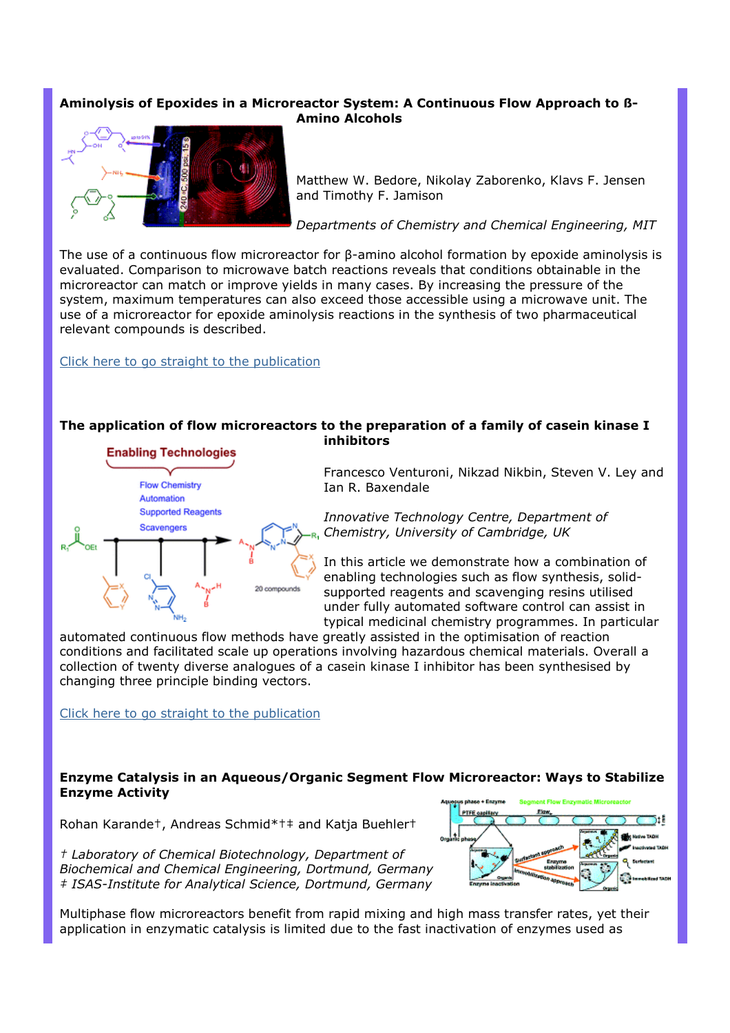### Aminolysis of Epoxides in a Microreactor System: A Continuous Flow Approach to β-Amino Alcohols

Matthew W. Bedore, Nikolay Zaborenko, Klavs F. Jensen and Timothy F. Jamison

*Departments of Chemistry and Chemical Engineering, MIT*

The use of a continuous flow microreactor for β-amino alcohol formation by epoxide aminolysis is evaluated. Comparison to microwave batch reactions reveals that conditions obtainable in the microreactor can match or improve yields in many cases. By increasing the pressure of the system, maximum temperatures can also exceed those accessible using a microwave unit. The use of a microreactor for epoxide aminolysis reactions in the synthesis of two pharmaceutical relevant compounds is described.

Click here to go straight to the publication

### The application of flow microreactors to the preparation of a family of casein kinase I inhibitors

Francesco Venturoni, Nikzad Nikbin, Steven V. Ley and Ian R. Baxendale

*Innovative Technology Centre, Department of Chemistry, University of Cambridge, UK*

In this article we demonstrate how a combination of enabling technologies such as flow synthesis, solid-supported reagents and scavenging resins utilised under fully automated software control can assist in typical medicinal chemistry programmes. In particular automated continuous flow methods have greatly assisted in the optimisation of reaction conditions and facilitated scale up operations involving hazardous chemical materials. Overall a collection of twenty diverse analogues of a casein kinase I inhibitor has been synthesised by changing three principle binding vectors.

Click here to go straight to the publication

### Enzyme Catalysis in an Aqueous/Organic Segment Flow Microreactor: Ways to Stabilize Enzyme Activity

Rohan Karande†, Andreas Schmid*†‡ and Katja Buehler†

*† Laboratory of Chemical Biotechnology, Department of Biochemical and Chemical Engineering, Dortmund, Germany*
*‡ ISAS-Institute for Analytical Science, Dortmund, Germany*

Multiphase flow microreactors benefit from rapid mixing and high mass transfer rates, yet their application in enzymatic catalysis is limited due to the fast inactivation of enzymes used as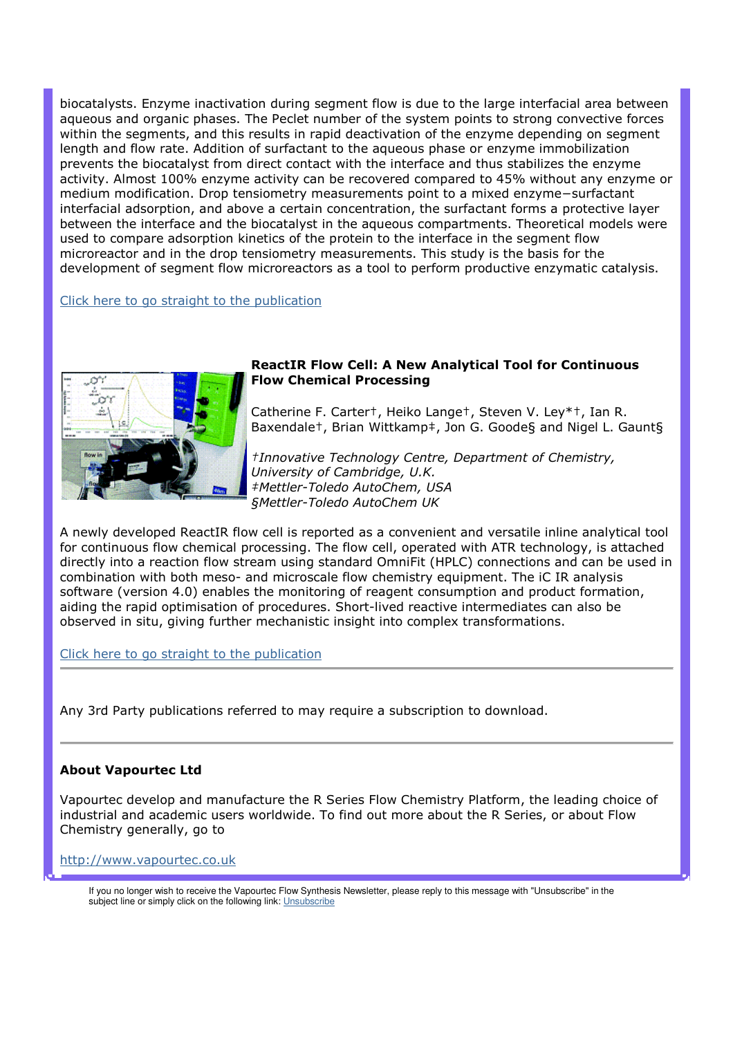biocatalysts. Enzyme inactivation during segment flow is due to the large interfacial area between aqueous and organic phases. The Peclet number of the system points to strong convective forces within the segments, and this results in rapid deactivation of the enzyme depending on segment length and flow rate. Addition of surfactant to the aqueous phase or enzyme immobilization prevents the biocatalyst from direct contact with the interface and thus stabilizes the enzyme activity. Almost 100% enzyme activity can be recovered compared to 45% without any enzyme or medium modification. Drop tensiometry measurements point to a mixed enzyme−surfactant interfacial adsorption, and above a certain concentration, the surfactant forms a protective layer between the interface and the biocatalyst in the aqueous compartments. Theoretical models were used to compare adsorption kinetics of the protein to the interface in the segment flow microreactor and in the drop tensiometry measurements. This study is the basis for the development of segment flow microreactors as a tool to perform productive enzymatic catalysis.

Click here to go straight to the publication

**ReactIR Flow Cell: A New Analytical Tool for Continuous Flow Chemical Processing**

Catherine F. Carter†, Heiko Lange†, Steven V. Ley*†, Ian R. Baxendale†, Brian Wittkamp‡, Jon G. Goode§ and Nigel L. Gaunt§

*†Innovative Technology Centre, Department of Chemistry, University of Cambridge, U.K.*
*‡Mettler-Toledo AutoChem, USA*
*§Mettler-Toledo AutoChem UK*

A newly developed ReactIR flow cell is reported as a convenient and versatile inline analytical tool for continuous flow chemical processing. The flow cell, operated with ATR technology, is attached directly into a reaction flow stream using standard OmniFit (HPLC) connections and can be used in combination with both meso- and microscale flow chemistry equipment. The iC IR analysis software (version 4.0) enables the monitoring of reagent consumption and product formation, aiding the rapid optimisation of procedures. Short-lived reactive intermediates can also be observed in situ, giving further mechanistic insight into complex transformations.

Click here to go straight to the publication

---

Any 3rd Party publications referred to may require a subscription to download.

---

**About Vapourtec Ltd**

Vapourtec develop and manufacture the R Series Flow Chemistry Platform, the leading choice of industrial and academic users worldwide. To find out more about the R Series, or about Flow Chemistry generally, go to

http://www.vapourtec.co.uk

If you no longer wish to receive the Vapourtec Flow Synthesis Newsletter, please reply to this message with "Unsubscribe" in the subject line or simply click on the following link: Unsubscribe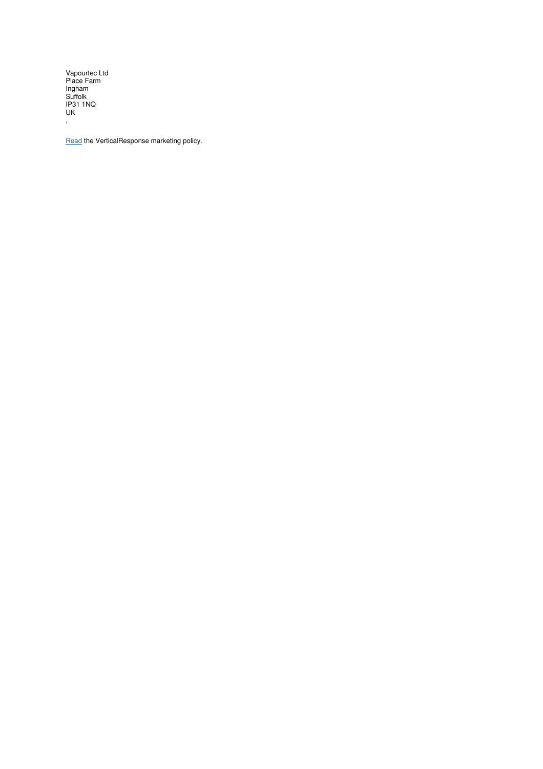Vapourtec Ltd
Place Farm
Ingham
Suffolk
IP31 1NQ
UK
,

Read the VerticalResponse marketing policy.